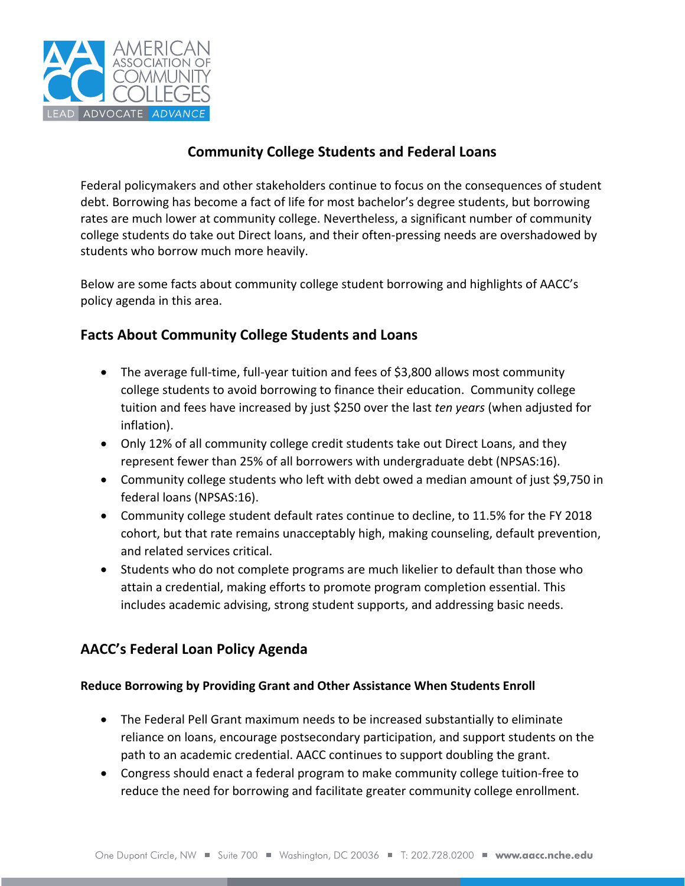# Community College Students and Federal Loans

Federal policymakers and other stakeholders continue to focus on the consequences of student debt. Borrowing has become a fact of life for most bachelor's degree students, but borrowing rates are much lower at community college. Nevertheless, a significant number of community college students do take out Direct loans, and their often-pressing needs are overshadowed by students who borrow much more heavily.

Below are some facts about community college student borrowing and highlights of AACC's policy agenda in this area.

## Facts About Community College Students and Loans

- The average full-time, full-year tuition and fees of $3,800 allows most community college students to avoid borrowing to finance their education. Community college tuition and fees have increased by just $250 over the last *ten years* (when adjusted for inflation).
- Only 12% of all community college credit students take out Direct Loans, and they represent fewer than 25% of all borrowers with undergraduate debt (NPSAS:16).
- Community college students who left with debt owed a median amount of just $9,750 in federal loans (NPSAS:16).
- Community college student default rates continue to decline, to 11.5% for the FY 2018 cohort, but that rate remains unacceptably high, making counseling, default prevention, and related services critical.
- Students who do not complete programs are much likelier to default than those who attain a credential, making efforts to promote program completion essential. This includes academic advising, strong student supports, and addressing basic needs.

## AACC's Federal Loan Policy Agenda

### Reduce Borrowing by Providing Grant and Other Assistance When Students Enroll

- The Federal Pell Grant maximum needs to be increased substantially to eliminate reliance on loans, encourage postsecondary participation, and support students on the path to an academic credential. AACC continues to support doubling the grant.
- Congress should enact a federal program to make community college tuition-free to reduce the need for borrowing and facilitate greater community college enrollment.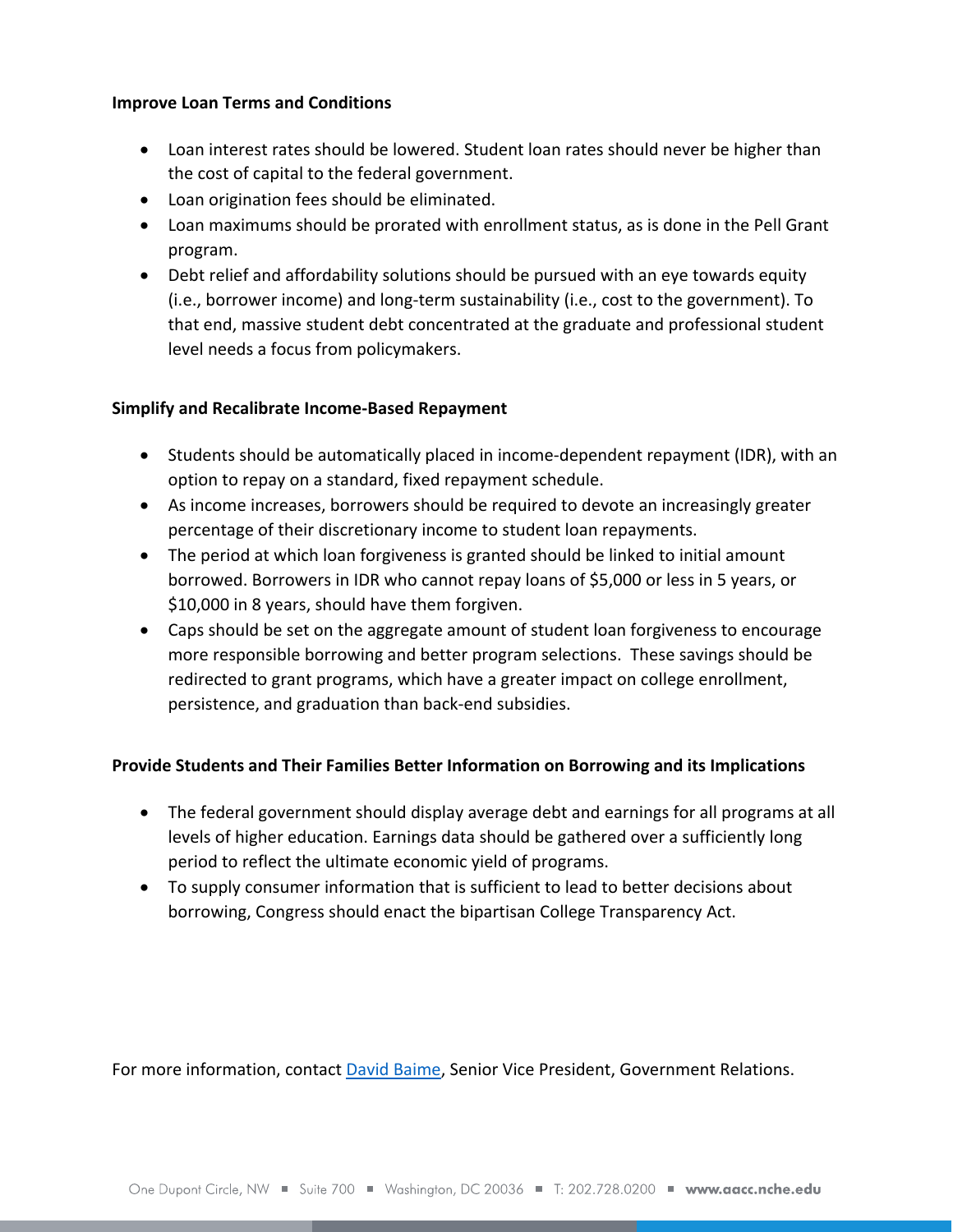**Improve Loan Terms and Conditions**

- Loan interest rates should be lowered. Student loan rates should never be higher than the cost of capital to the federal government.
- Loan origination fees should be eliminated.
- Loan maximums should be prorated with enrollment status, as is done in the Pell Grant program.
- Debt relief and affordability solutions should be pursued with an eye towards equity (i.e., borrower income) and long-term sustainability (i.e., cost to the government). To that end, massive student debt concentrated at the graduate and professional student level needs a focus from policymakers.

**Simplify and Recalibrate Income-Based Repayment**

- Students should be automatically placed in income-dependent repayment (IDR), with an option to repay on a standard, fixed repayment schedule.
- As income increases, borrowers should be required to devote an increasingly greater percentage of their discretionary income to student loan repayments.
- The period at which loan forgiveness is granted should be linked to initial amount borrowed. Borrowers in IDR who cannot repay loans of $5,000 or less in 5 years, or $10,000 in 8 years, should have them forgiven.
- Caps should be set on the aggregate amount of student loan forgiveness to encourage more responsible borrowing and better program selections. These savings should be redirected to grant programs, which have a greater impact on college enrollment, persistence, and graduation than back-end subsidies.

**Provide Students and Their Families Better Information on Borrowing and its Implications**

- The federal government should display average debt and earnings for all programs at all levels of higher education. Earnings data should be gathered over a sufficiently long period to reflect the ultimate economic yield of programs.
- To supply consumer information that is sufficient to lead to better decisions about borrowing, Congress should enact the bipartisan College Transparency Act.

For more information, contact David Baime, Senior Vice President, Government Relations.